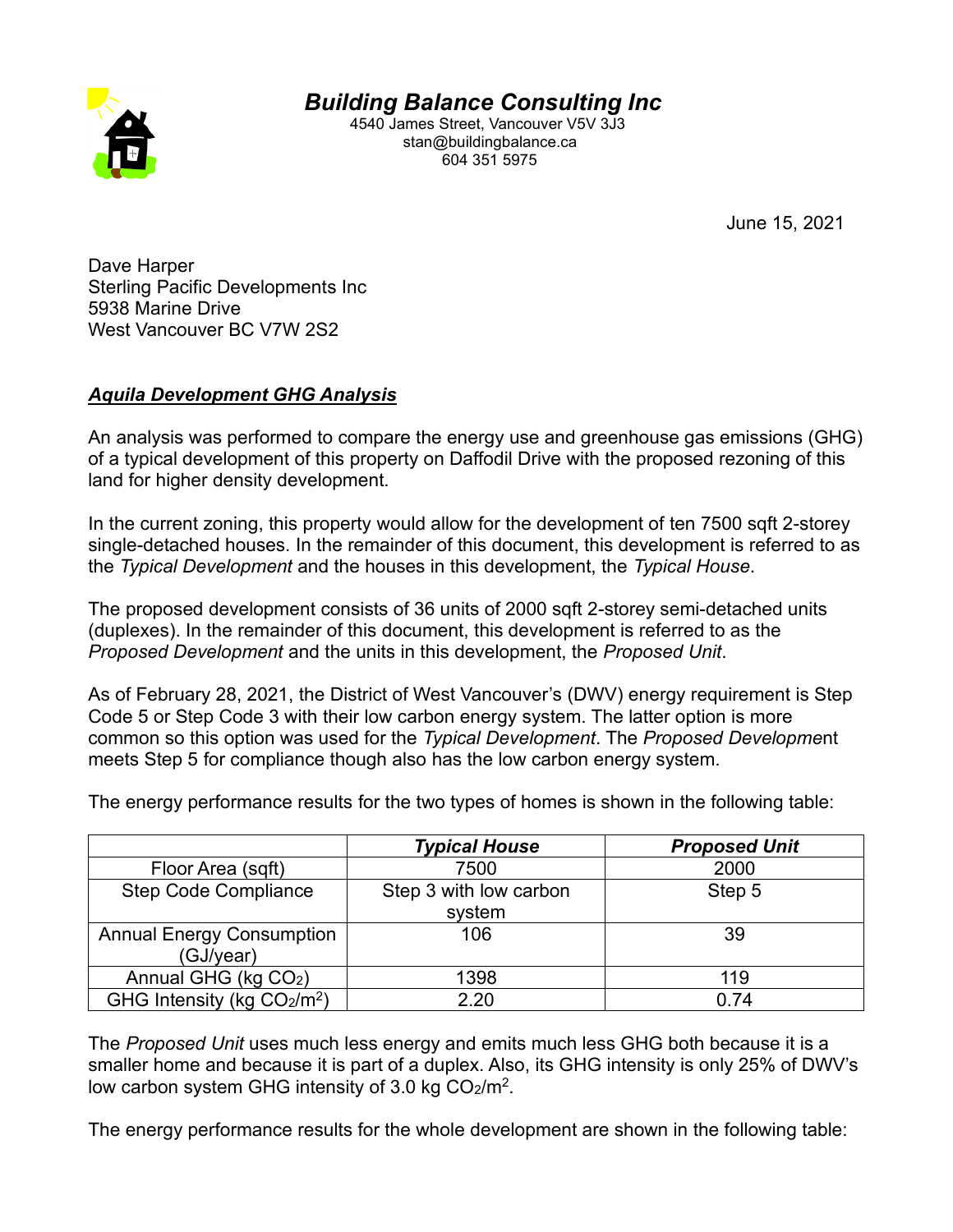# *Building Balance Consulting Inc*

4540 James Street, Vancouver V5V 3J3
stan@buildingbalance.ca
604 351 5975

June 15, 2021

Dave Harper
Sterling Pacific Developments Inc
5938 Marine Drive
West Vancouver BC V7W 2S2

## ***Aquila Development GHG Analysis***

An analysis was performed to compare the energy use and greenhouse gas emissions (GHG) of a typical development of this property on Daffodil Drive with the proposed rezoning of this land for higher density development.

In the current zoning, this property would allow for the development of ten 7500 sqft 2-storey single-detached houses. In the remainder of this document, this development is referred to as the *Typical Development* and the houses in this development, the *Typical House*.

The proposed development consists of 36 units of 2000 sqft 2-storey semi-detached units (duplexes). In the remainder of this document, this development is referred to as the *Proposed Development* and the units in this development, the *Proposed Unit*.

As of February 28, 2021, the District of West Vancouver's (DWV) energy requirement is Step Code 5 or Step Code 3 with their low carbon energy system. The latter option is more common so this option was used for the *Typical Development*. The *Proposed Development* meets Step 5 for compliance though also has the low carbon energy system.

The energy performance results for the two types of homes is shown in the following table:

| | ***Typical House*** | ***Proposed Unit*** |
|---|---|---|
| Floor Area (sqft) | 7500 | 2000 |
| Step Code Compliance | Step 3 with low carbon system | Step 5 |
| Annual Energy Consumption (GJ/year) | 106 | 39 |
| Annual GHG (kg $CO_2$) | 1398 | 119 |
| GHG Intensity (kg $CO_2/m^2$) | 2.20 | 0.74 |

The *Proposed Unit* uses much less energy and emits much less GHG both because it is a smaller home and because it is part of a duplex. Also, its GHG intensity is only 25% of DWV's low carbon system GHG intensity of 3.0 kg $CO_2/m^2$.

The energy performance results for the whole development are shown in the following table: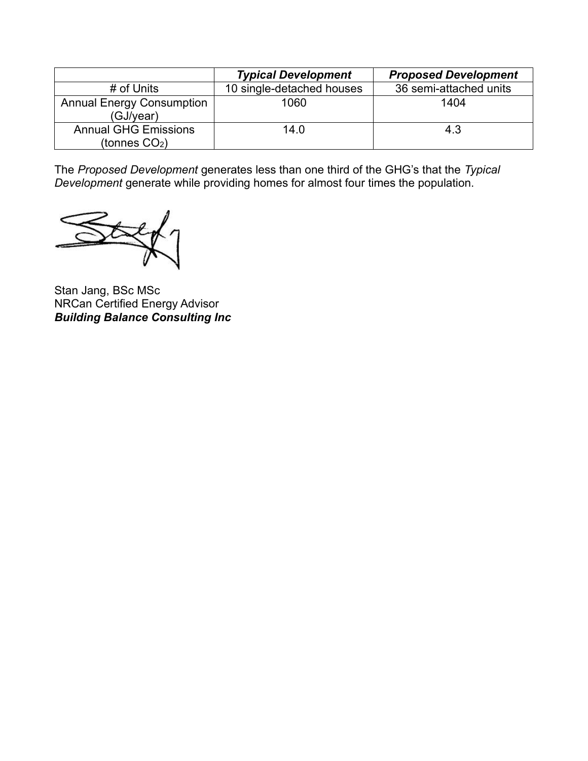| | ***Typical Development*** | ***Proposed Development*** |
|---|---|---|
| # of Units | 10 single-detached houses | 36 semi-attached units |
| Annual Energy Consumption (GJ/year) | 1060 | 1404 |
| Annual GHG Emissions (tonnes $CO_2$) | 14.0 | 4.3 |

The *Proposed Development* generates less than one third of the GHG's that the *Typical Development* generate while providing homes for almost four times the population.

Stan Jang, BSc MSc
NRCan Certified Energy Advisor
***Building Balance Consulting Inc***